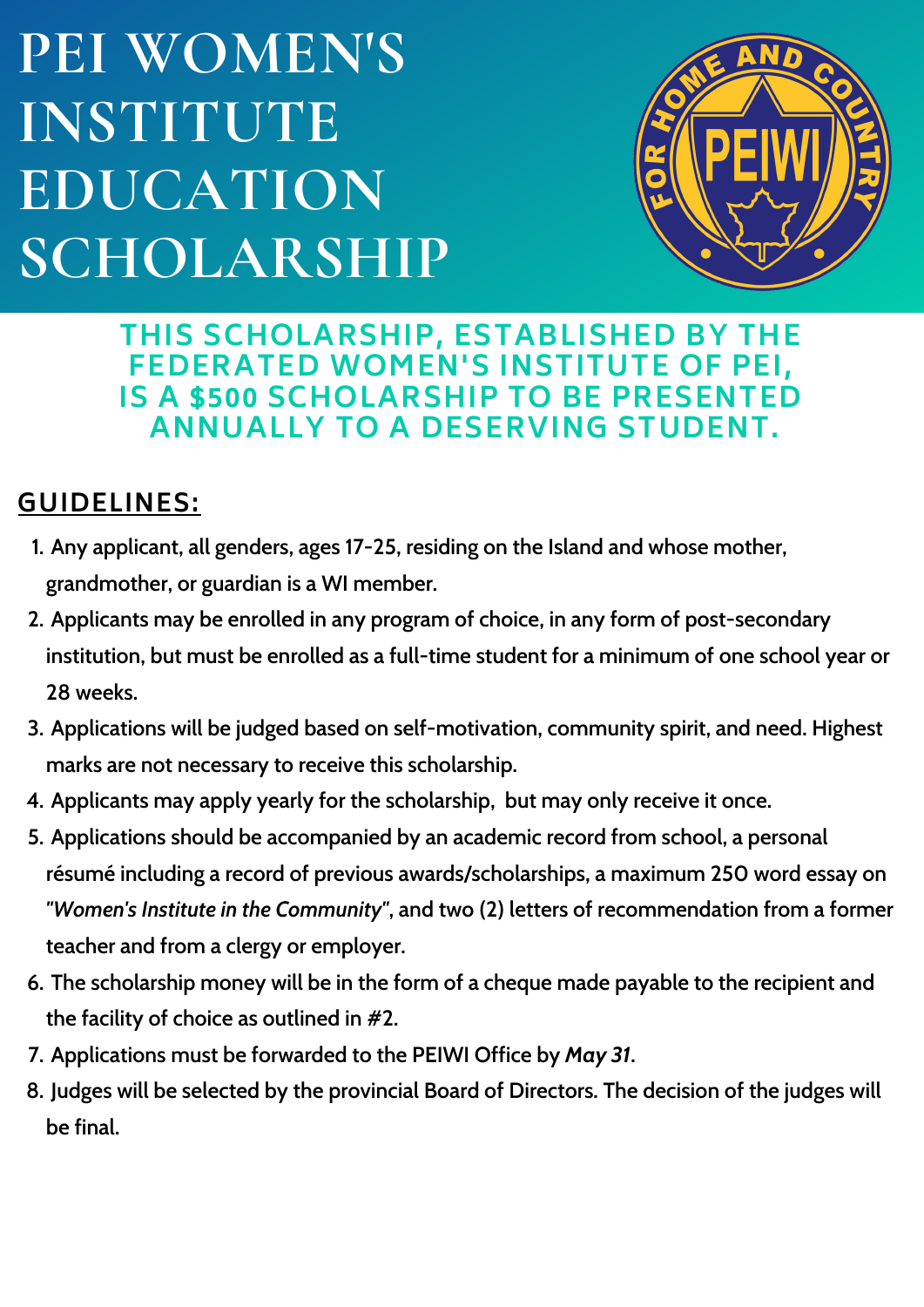# PEI WOMEN'S INSTITUTE EDUCATION SCHOLARSHIP

**THIS SCHOLARSHIP, ESTABLISHED BY THE FEDERATED WOMEN'S INSTITUTE OF PEI, IS A $500 SCHOLARSHIP TO BE PRESENTED ANNUALLY TO A DESERVING STUDENT.**

## GUIDELINES:

1. Any applicant, all genders, ages 17-25, residing on the Island and whose mother, grandmother, or guardian is a WI member.
2. Applicants may be enrolled in any program of choice, in any form of post-secondary institution, but must be enrolled as a full-time student for a minimum of one school year or 28 weeks.
3. Applications will be judged based on self-motivation, community spirit, and need. Highest marks are not necessary to receive this scholarship.
4. Applicants may apply yearly for the scholarship, but may only receive it once.
5. Applications should be accompanied by an academic record from school, a personal résumé including a record of previous awards/scholarships, a maximum 250 word essay on *"Women's Institute in the Community"*, and two (2) letters of recommendation from a former teacher and from a clergy or employer.
6. The scholarship money will be in the form of a cheque made payable to the recipient and the facility of choice as outlined in #2.
7. Applications must be forwarded to the PEIWI Office by ***May 31***.
8. Judges will be selected by the provincial Board of Directors. The decision of the judges will be final.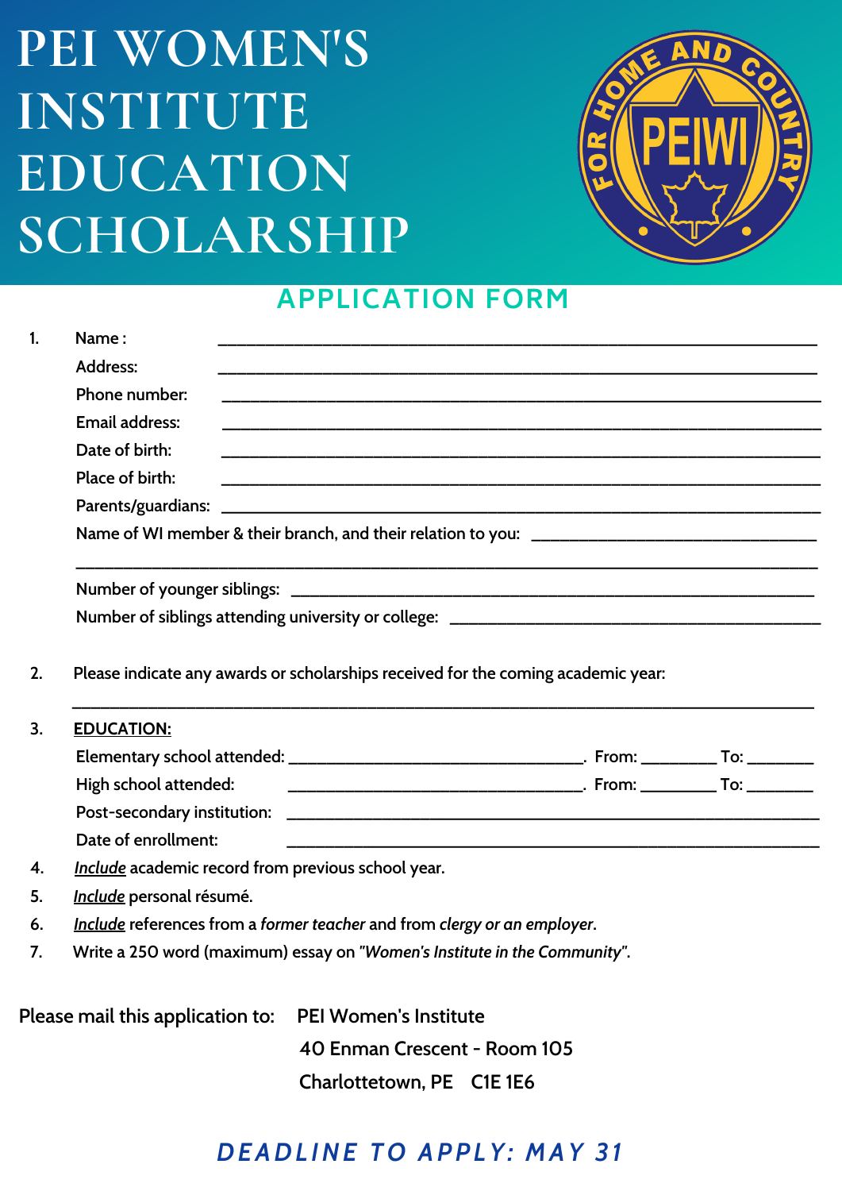# PEI WOMEN'S INSTITUTE EDUCATION SCHOLARSHIP

## APPLICATION FORM

1. Name : ______________________________
   Address: ______________________________
   Phone number: ______________________________
   Email address: ______________________________
   Date of birth: ______________________________
   Place of birth: ______________________________
   Parents/guardians: ______________________________
   Name of WI member & their branch, and their relation to you: ______________________________
   ______________________________
   Number of younger siblings: ______________________________
   Number of siblings attending university or college: ______________________________

2. Please indicate any awards or scholarships received for the coming academic year:
   ______________________________

3. <u>**EDUCATION:**</u>
   Elementary school attended: ______________________. From: ________ To: ________
   High school attended: ______________________. From: ________ To: ________
   Post-secondary institution: ______________________________
   Date of enrollment: ______________________________

4. *<u>Include</u>* academic record from previous school year.
5. *<u>Include</u>* personal résumé.
6. *<u>Include</u>* references from a *former teacher* and from *clergy or an employer*.
7. Write a 250 word (maximum) essay on *"Women's Institute in the Community"*.

Please mail this application to:
PEI Women's Institute
40 Enman Crescent - Room 105
Charlottetown, PE C1E 1E6

***DEADLINE TO APPLY: MAY 31***